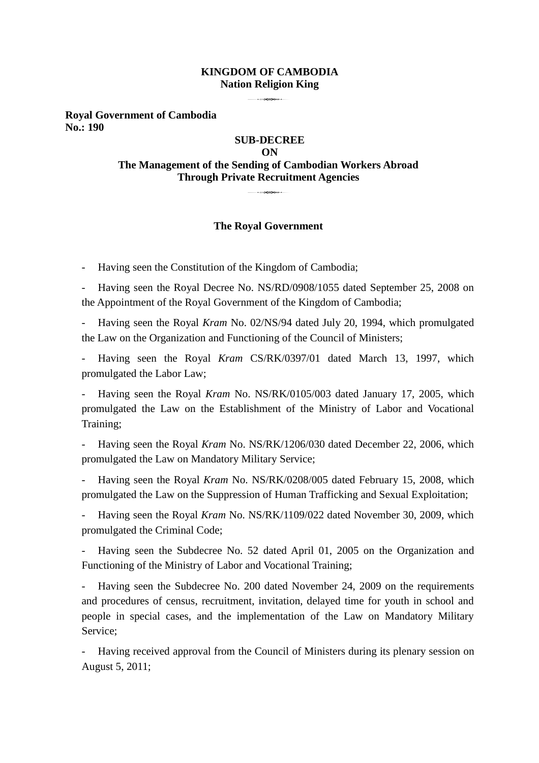**KINGDOM OF CAMBODIA**
**Nation Religion King**

**Royal Government of Cambodia**
**No.: 190**

# SUB-DECREE
# ON
# The Management of the Sending of Cambodian Workers Abroad Through Private Recruitment Agencies

## The Royal Government

- Having seen the Constitution of the Kingdom of Cambodia;
- Having seen the Royal Decree No. NS/RD/0908/1055 dated September 25, 2008 on the Appointment of the Royal Government of the Kingdom of Cambodia;
- Having seen the Royal *Kram* No. 02/NS/94 dated July 20, 1994, which promulgated the Law on the Organization and Functioning of the Council of Ministers;
- Having seen the Royal *Kram* CS/RK/0397/01 dated March 13, 1997, which promulgated the Labor Law;
- Having seen the Royal *Kram* No. NS/RK/0105/003 dated January 17, 2005, which promulgated the Law on the Establishment of the Ministry of Labor and Vocational Training;
- Having seen the Royal *Kram* No. NS/RK/1206/030 dated December 22, 2006, which promulgated the Law on Mandatory Military Service;
- Having seen the Royal *Kram* No. NS/RK/0208/005 dated February 15, 2008, which promulgated the Law on the Suppression of Human Trafficking and Sexual Exploitation;
- Having seen the Royal *Kram* No. NS/RK/1109/022 dated November 30, 2009, which promulgated the Criminal Code;
- Having seen the Subdecree No. 52 dated April 01, 2005 on the Organization and Functioning of the Ministry of Labor and Vocational Training;
- Having seen the Subdecree No. 200 dated November 24, 2009 on the requirements and procedures of census, recruitment, invitation, delayed time for youth in school and people in special cases, and the implementation of the Law on Mandatory Military Service;
- Having received approval from the Council of Ministers during its plenary session on August 5, 2011;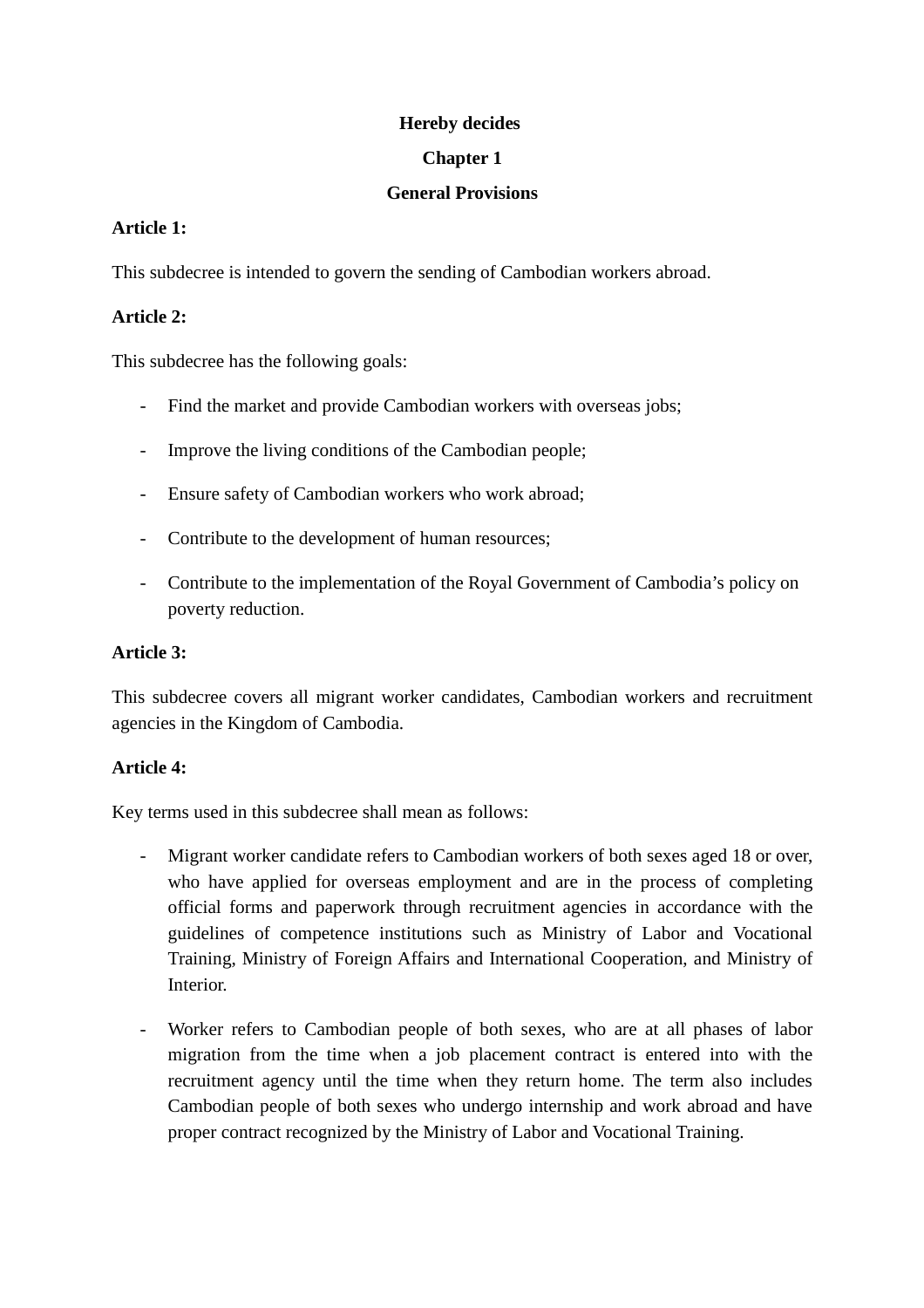**Hereby decides**

## Chapter 1

## General Provisions

**Article 1:**

This subdecree is intended to govern the sending of Cambodian workers abroad.

**Article 2:**

This subdecree has the following goals:

- Find the market and provide Cambodian workers with overseas jobs;
- Improve the living conditions of the Cambodian people;
- Ensure safety of Cambodian workers who work abroad;
- Contribute to the development of human resources;
- Contribute to the implementation of the Royal Government of Cambodia's policy on poverty reduction.

**Article 3:**

This subdecree covers all migrant worker candidates, Cambodian workers and recruitment agencies in the Kingdom of Cambodia.

**Article 4:**

Key terms used in this subdecree shall mean as follows:

- Migrant worker candidate refers to Cambodian workers of both sexes aged 18 or over, who have applied for overseas employment and are in the process of completing official forms and paperwork through recruitment agencies in accordance with the guidelines of competence institutions such as Ministry of Labor and Vocational Training, Ministry of Foreign Affairs and International Cooperation, and Ministry of Interior.
- Worker refers to Cambodian people of both sexes, who are at all phases of labor migration from the time when a job placement contract is entered into with the recruitment agency until the time when they return home. The term also includes Cambodian people of both sexes who undergo internship and work abroad and have proper contract recognized by the Ministry of Labor and Vocational Training.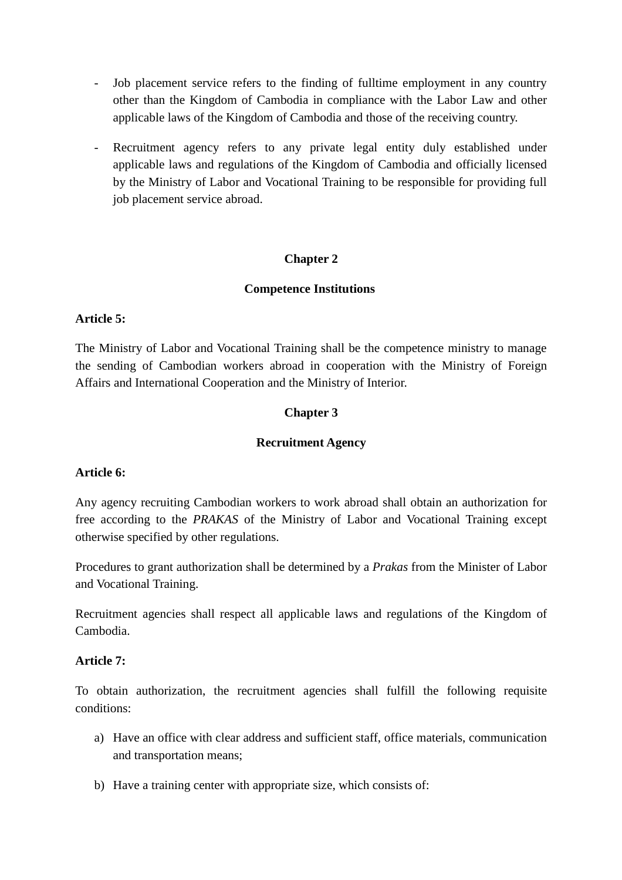- Job placement service refers to the finding of fulltime employment in any country other than the Kingdom of Cambodia in compliance with the Labor Law and other applicable laws of the Kingdom of Cambodia and those of the receiving country.
- Recruitment agency refers to any private legal entity duly established under applicable laws and regulations of the Kingdom of Cambodia and officially licensed by the Ministry of Labor and Vocational Training to be responsible for providing full job placement service abroad.

## Chapter 2

## Competence Institutions

**Article 5:**

The Ministry of Labor and Vocational Training shall be the competence ministry to manage the sending of Cambodian workers abroad in cooperation with the Ministry of Foreign Affairs and International Cooperation and the Ministry of Interior.

## Chapter 3

## Recruitment Agency

**Article 6:**

Any agency recruiting Cambodian workers to work abroad shall obtain an authorization for free according to the *PRAKAS* of the Ministry of Labor and Vocational Training except otherwise specified by other regulations.

Procedures to grant authorization shall be determined by a *Prakas* from the Minister of Labor and Vocational Training.

Recruitment agencies shall respect all applicable laws and regulations of the Kingdom of Cambodia.

**Article 7:**

To obtain authorization, the recruitment agencies shall fulfill the following requisite conditions:

a) Have an office with clear address and sufficient staff, office materials, communication and transportation means;

b) Have a training center with appropriate size, which consists of: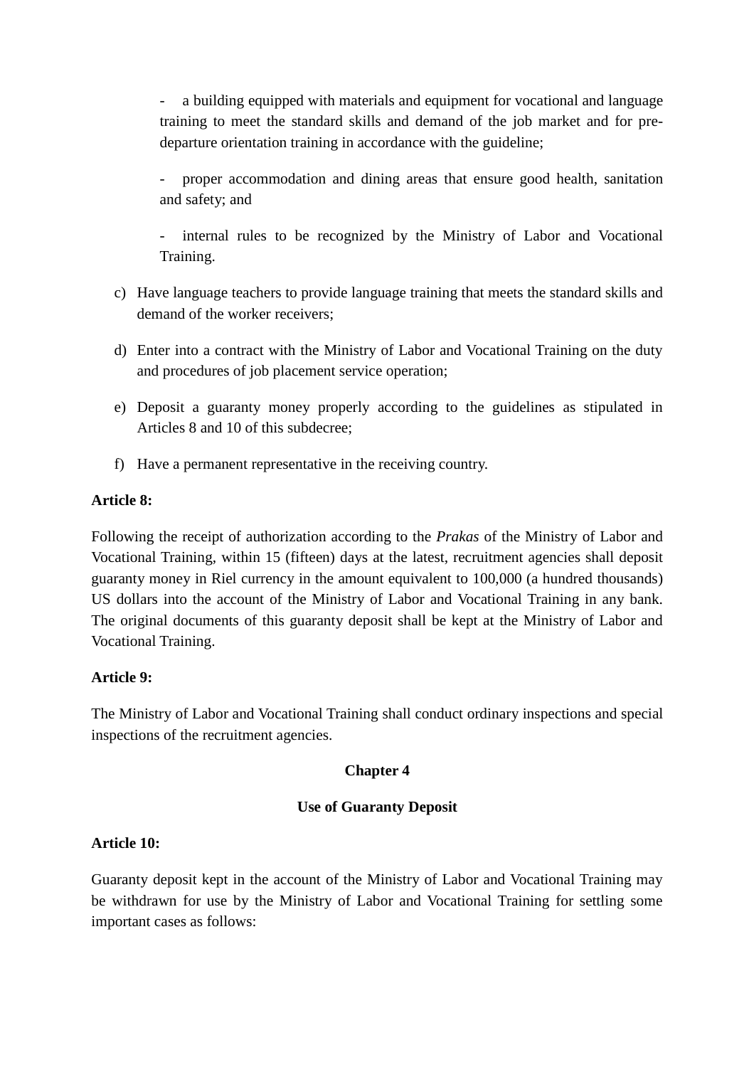- a building equipped with materials and equipment for vocational and language training to meet the standard skills and demand of the job market and for pre-departure orientation training in accordance with the guideline;

- proper accommodation and dining areas that ensure good health, sanitation and safety; and

- internal rules to be recognized by the Ministry of Labor and Vocational Training.

c) Have language teachers to provide language training that meets the standard skills and demand of the worker receivers;

d) Enter into a contract with the Ministry of Labor and Vocational Training on the duty and procedures of job placement service operation;

e) Deposit a guaranty money properly according to the guidelines as stipulated in Articles 8 and 10 of this subdecree;

f) Have a permanent representative in the receiving country.

**Article 8:**

Following the receipt of authorization according to the *Prakas* of the Ministry of Labor and Vocational Training, within 15 (fifteen) days at the latest, recruitment agencies shall deposit guaranty money in Riel currency in the amount equivalent to 100,000 (a hundred thousands) US dollars into the account of the Ministry of Labor and Vocational Training in any bank. The original documents of this guaranty deposit shall be kept at the Ministry of Labor and Vocational Training.

**Article 9:**

The Ministry of Labor and Vocational Training shall conduct ordinary inspections and special inspections of the recruitment agencies.

## Chapter 4

## Use of Guaranty Deposit

**Article 10:**

Guaranty deposit kept in the account of the Ministry of Labor and Vocational Training may be withdrawn for use by the Ministry of Labor and Vocational Training for settling some important cases as follows: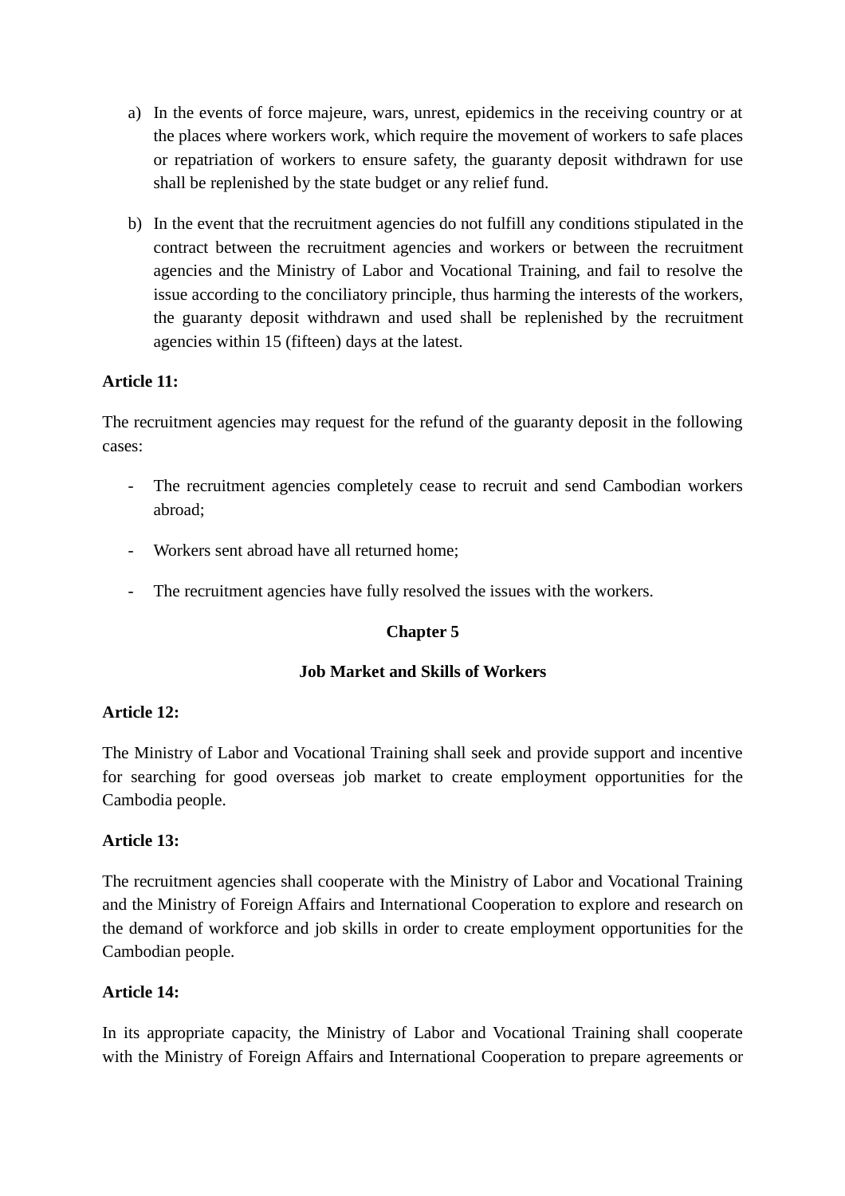a) In the events of force majeure, wars, unrest, epidemics in the receiving country or at the places where workers work, which require the movement of workers to safe places or repatriation of workers to ensure safety, the guaranty deposit withdrawn for use shall be replenished by the state budget or any relief fund.

b) In the event that the recruitment agencies do not fulfill any conditions stipulated in the contract between the recruitment agencies and workers or between the recruitment agencies and the Ministry of Labor and Vocational Training, and fail to resolve the issue according to the conciliatory principle, thus harming the interests of the workers, the guaranty deposit withdrawn and used shall be replenished by the recruitment agencies within 15 (fifteen) days at the latest.

**Article 11:**

The recruitment agencies may request for the refund of the guaranty deposit in the following cases:

- The recruitment agencies completely cease to recruit and send Cambodian workers abroad;
- Workers sent abroad have all returned home;
- The recruitment agencies have fully resolved the issues with the workers.

## Chapter 5

## Job Market and Skills of Workers

**Article 12:**

The Ministry of Labor and Vocational Training shall seek and provide support and incentive for searching for good overseas job market to create employment opportunities for the Cambodia people.

**Article 13:**

The recruitment agencies shall cooperate with the Ministry of Labor and Vocational Training and the Ministry of Foreign Affairs and International Cooperation to explore and research on the demand of workforce and job skills in order to create employment opportunities for the Cambodian people.

**Article 14:**

In its appropriate capacity, the Ministry of Labor and Vocational Training shall cooperate with the Ministry of Foreign Affairs and International Cooperation to prepare agreements or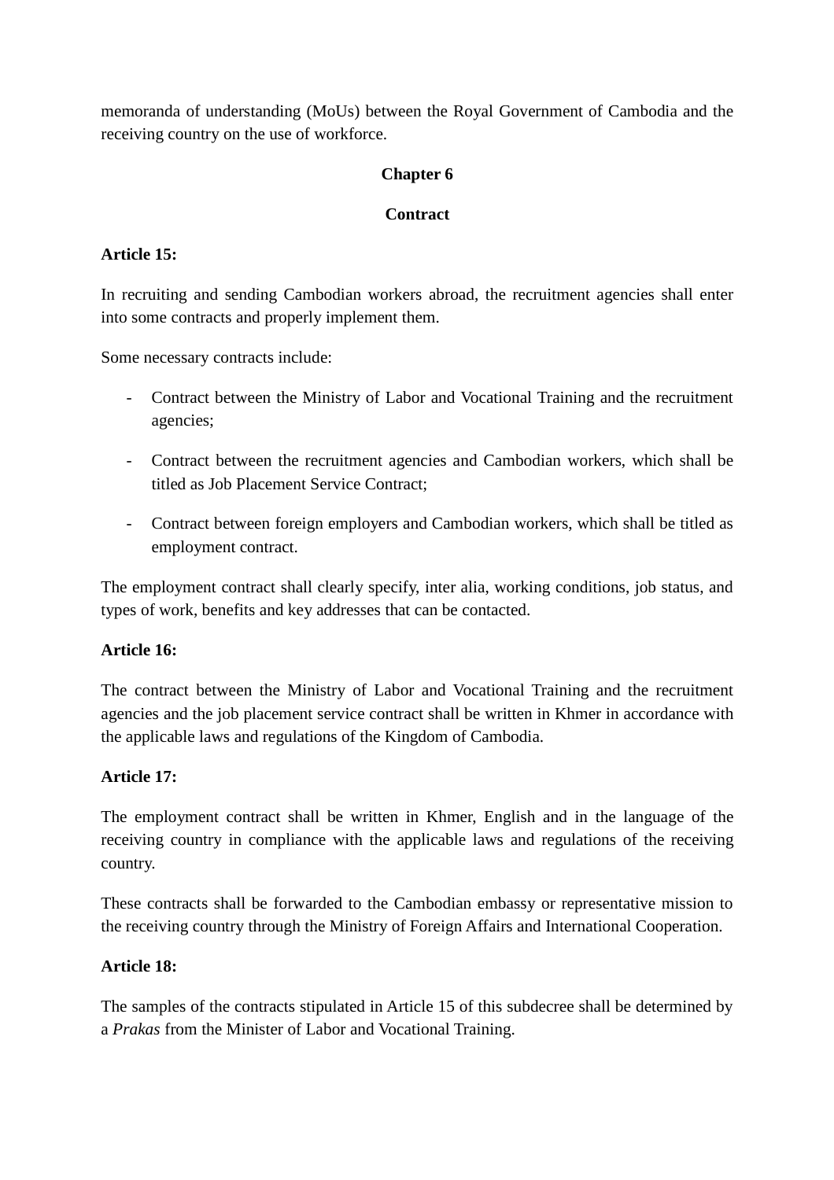memoranda of understanding (MoUs) between the Royal Government of Cambodia and the receiving country on the use of workforce.

## Chapter 6

## Contract

**Article 15:**

In recruiting and sending Cambodian workers abroad, the recruitment agencies shall enter into some contracts and properly implement them.

Some necessary contracts include:

- Contract between the Ministry of Labor and Vocational Training and the recruitment agencies;
- Contract between the recruitment agencies and Cambodian workers, which shall be titled as Job Placement Service Contract;
- Contract between foreign employers and Cambodian workers, which shall be titled as employment contract.

The employment contract shall clearly specify, inter alia, working conditions, job status, and types of work, benefits and key addresses that can be contacted.

**Article 16:**

The contract between the Ministry of Labor and Vocational Training and the recruitment agencies and the job placement service contract shall be written in Khmer in accordance with the applicable laws and regulations of the Kingdom of Cambodia.

**Article 17:**

The employment contract shall be written in Khmer, English and in the language of the receiving country in compliance with the applicable laws and regulations of the receiving country.

These contracts shall be forwarded to the Cambodian embassy or representative mission to the receiving country through the Ministry of Foreign Affairs and International Cooperation.

**Article 18:**

The samples of the contracts stipulated in Article 15 of this subdecree shall be determined by a *Prakas* from the Minister of Labor and Vocational Training.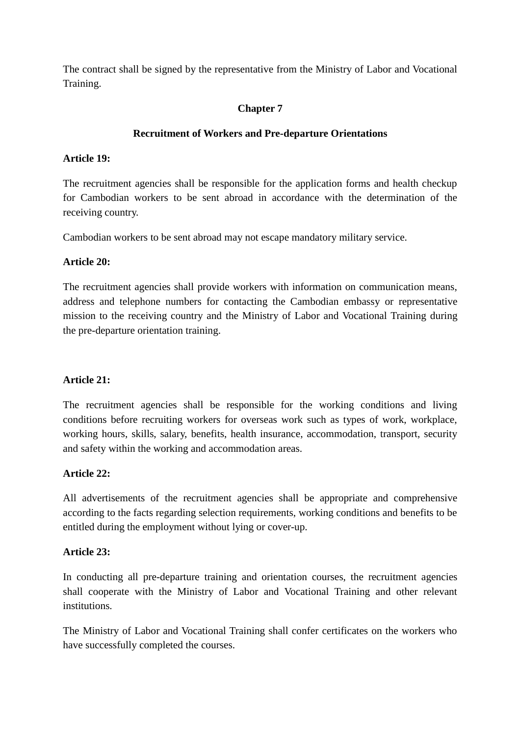The contract shall be signed by the representative from the Ministry of Labor and Vocational Training.

## Chapter 7

## Recruitment of Workers and Pre-departure Orientations

**Article 19:**

The recruitment agencies shall be responsible for the application forms and health checkup for Cambodian workers to be sent abroad in accordance with the determination of the receiving country.

Cambodian workers to be sent abroad may not escape mandatory military service.

**Article 20:**

The recruitment agencies shall provide workers with information on communication means, address and telephone numbers for contacting the Cambodian embassy or representative mission to the receiving country and the Ministry of Labor and Vocational Training during the pre-departure orientation training.

**Article 21:**

The recruitment agencies shall be responsible for the working conditions and living conditions before recruiting workers for overseas work such as types of work, workplace, working hours, skills, salary, benefits, health insurance, accommodation, transport, security and safety within the working and accommodation areas.

**Article 22:**

All advertisements of the recruitment agencies shall be appropriate and comprehensive according to the facts regarding selection requirements, working conditions and benefits to be entitled during the employment without lying or cover-up.

**Article 23:**

In conducting all pre-departure training and orientation courses, the recruitment agencies shall cooperate with the Ministry of Labor and Vocational Training and other relevant institutions.

The Ministry of Labor and Vocational Training shall confer certificates on the workers who have successfully completed the courses.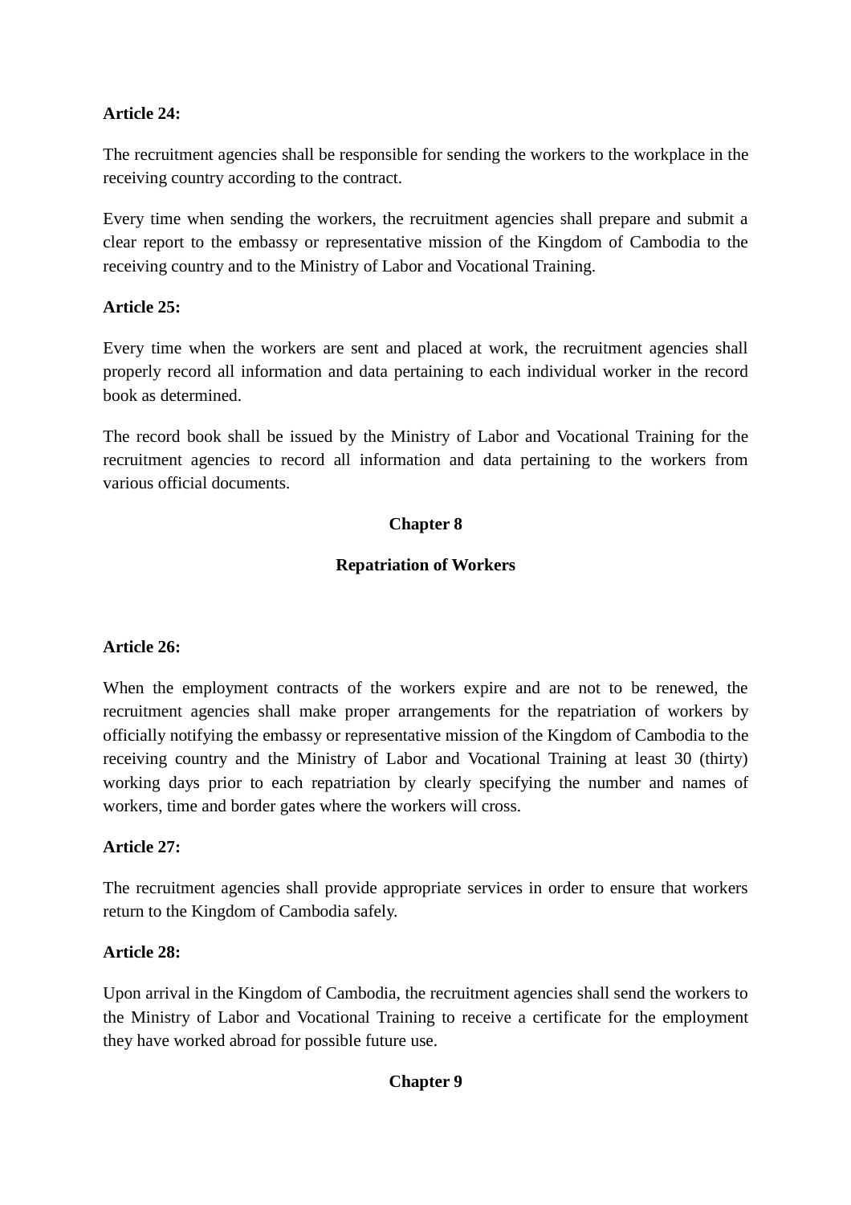**Article 24:**

The recruitment agencies shall be responsible for sending the workers to the workplace in the receiving country according to the contract.

Every time when sending the workers, the recruitment agencies shall prepare and submit a clear report to the embassy or representative mission of the Kingdom of Cambodia to the receiving country and to the Ministry of Labor and Vocational Training.

**Article 25:**

Every time when the workers are sent and placed at work, the recruitment agencies shall properly record all information and data pertaining to each individual worker in the record book as determined.

The record book shall be issued by the Ministry of Labor and Vocational Training for the recruitment agencies to record all information and data pertaining to the workers from various official documents.

## Chapter 8

## Repatriation of Workers

**Article 26:**

When the employment contracts of the workers expire and are not to be renewed, the recruitment agencies shall make proper arrangements for the repatriation of workers by officially notifying the embassy or representative mission of the Kingdom of Cambodia to the receiving country and the Ministry of Labor and Vocational Training at least 30 (thirty) working days prior to each repatriation by clearly specifying the number and names of workers, time and border gates where the workers will cross.

**Article 27:**

The recruitment agencies shall provide appropriate services in order to ensure that workers return to the Kingdom of Cambodia safely.

**Article 28:**

Upon arrival in the Kingdom of Cambodia, the recruitment agencies shall send the workers to the Ministry of Labor and Vocational Training to receive a certificate for the employment they have worked abroad for possible future use.

## Chapter 9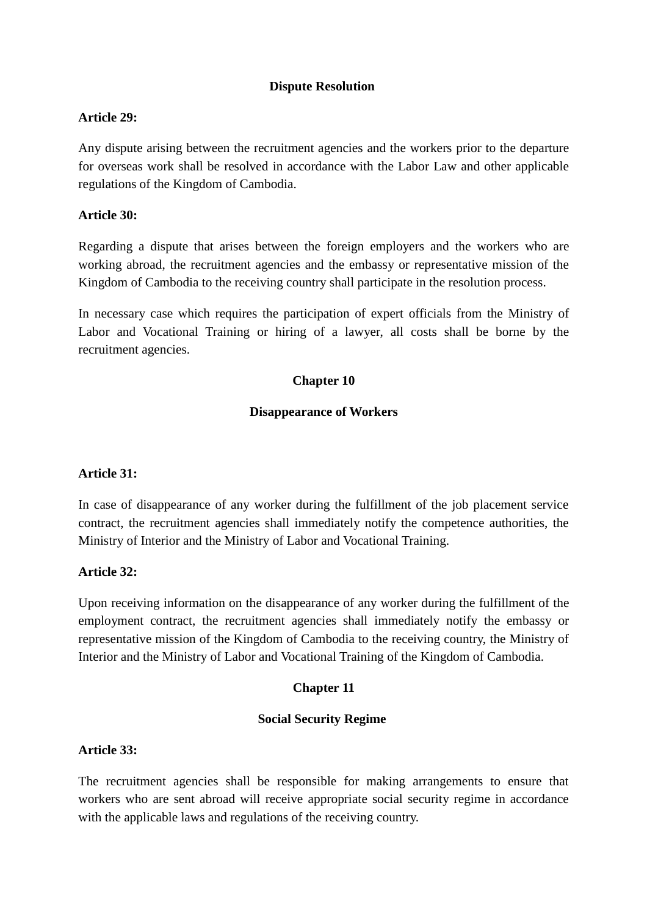## Dispute Resolution

**Article 29:**

Any dispute arising between the recruitment agencies and the workers prior to the departure for overseas work shall be resolved in accordance with the Labor Law and other applicable regulations of the Kingdom of Cambodia.

**Article 30:**

Regarding a dispute that arises between the foreign employers and the workers who are working abroad, the recruitment agencies and the embassy or representative mission of the Kingdom of Cambodia to the receiving country shall participate in the resolution process.

In necessary case which requires the participation of expert officials from the Ministry of Labor and Vocational Training or hiring of a lawyer, all costs shall be borne by the recruitment agencies.

## Chapter 10

## Disappearance of Workers

**Article 31:**

In case of disappearance of any worker during the fulfillment of the job placement service contract, the recruitment agencies shall immediately notify the competence authorities, the Ministry of Interior and the Ministry of Labor and Vocational Training.

**Article 32:**

Upon receiving information on the disappearance of any worker during the fulfillment of the employment contract, the recruitment agencies shall immediately notify the embassy or representative mission of the Kingdom of Cambodia to the receiving country, the Ministry of Interior and the Ministry of Labor and Vocational Training of the Kingdom of Cambodia.

## Chapter 11

## Social Security Regime

**Article 33:**

The recruitment agencies shall be responsible for making arrangements to ensure that workers who are sent abroad will receive appropriate social security regime in accordance with the applicable laws and regulations of the receiving country.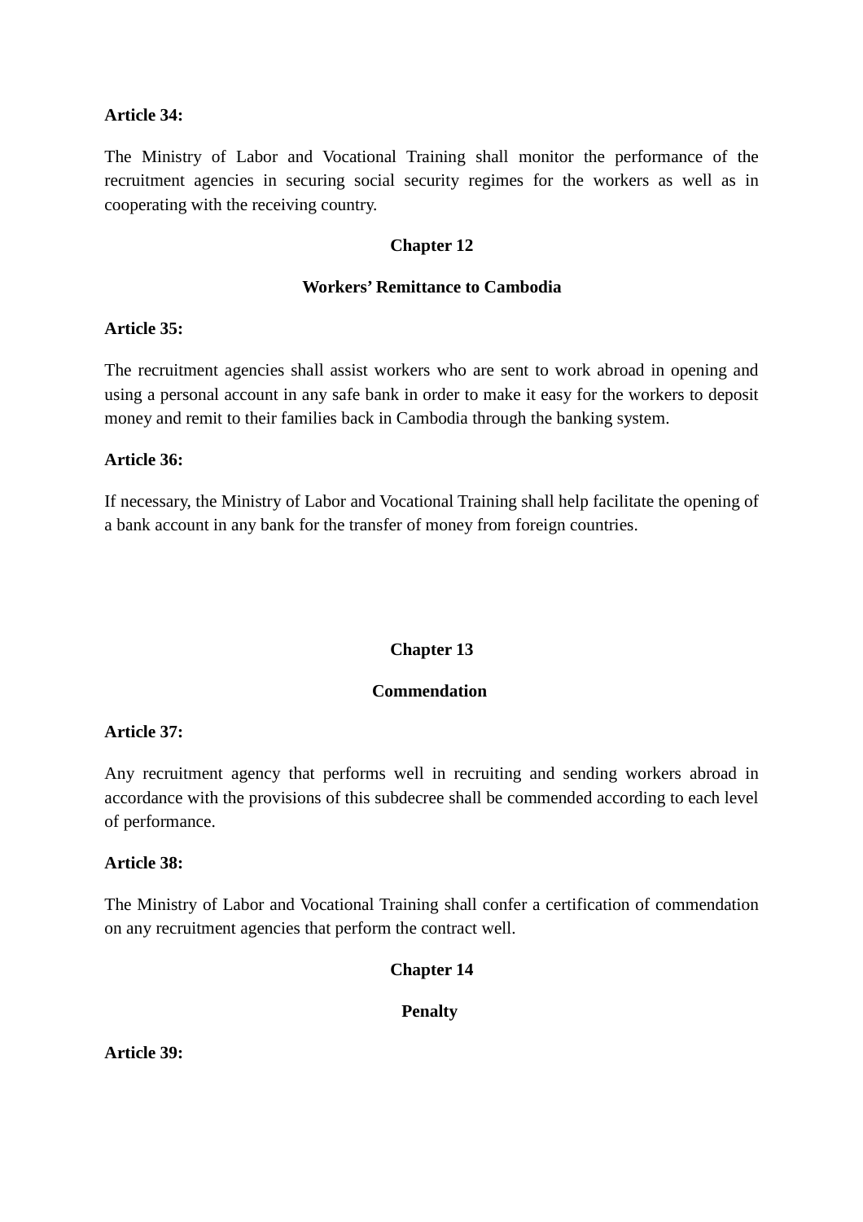**Article 34:**

The Ministry of Labor and Vocational Training shall monitor the performance of the recruitment agencies in securing social security regimes for the workers as well as in cooperating with the receiving country.

## Chapter 12

## Workers' Remittance to Cambodia

**Article 35:**

The recruitment agencies shall assist workers who are sent to work abroad in opening and using a personal account in any safe bank in order to make it easy for the workers to deposit money and remit to their families back in Cambodia through the banking system.

**Article 36:**

If necessary, the Ministry of Labor and Vocational Training shall help facilitate the opening of a bank account in any bank for the transfer of money from foreign countries.

## Chapter 13

## Commendation

**Article 37:**

Any recruitment agency that performs well in recruiting and sending workers abroad in accordance with the provisions of this subdecree shall be commended according to each level of performance.

**Article 38:**

The Ministry of Labor and Vocational Training shall confer a certification of commendation on any recruitment agencies that perform the contract well.

## Chapter 14

## Penalty

**Article 39:**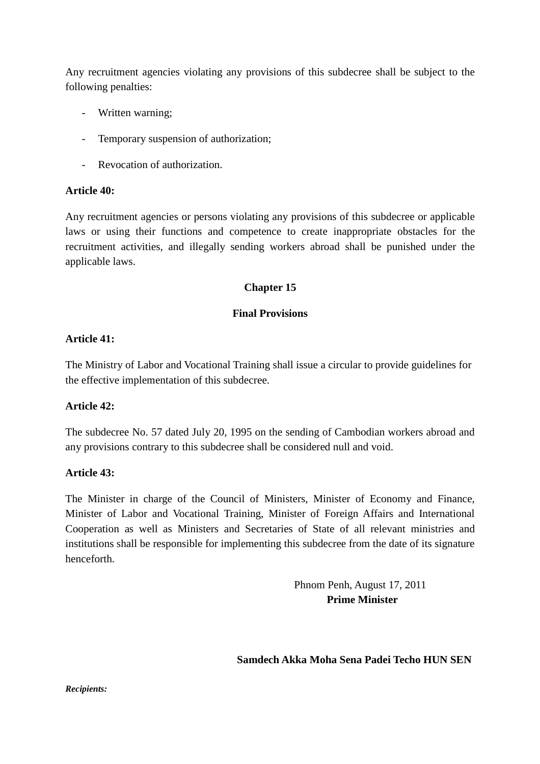Any recruitment agencies violating any provisions of this subdecree shall be subject to the following penalties:

- Written warning;
- Temporary suspension of authorization;
- Revocation of authorization.

**Article 40:**

Any recruitment agencies or persons violating any provisions of this subdecree or applicable laws or using their functions and competence to create inappropriate obstacles for the recruitment activities, and illegally sending workers abroad shall be punished under the applicable laws.

## Chapter 15

## Final Provisions

**Article 41:**

The Ministry of Labor and Vocational Training shall issue a circular to provide guidelines for the effective implementation of this subdecree.

**Article 42:**

The subdecree No. 57 dated July 20, 1995 on the sending of Cambodian workers abroad and any provisions contrary to this subdecree shall be considered null and void.

**Article 43:**

The Minister in charge of the Council of Ministers, Minister of Economy and Finance, Minister of Labor and Vocational Training, Minister of Foreign Affairs and International Cooperation as well as Ministers and Secretaries of State of all relevant ministries and institutions shall be responsible for implementing this subdecree from the date of its signature henceforth.

Phnom Penh, August 17, 2011

**Prime Minister**

**Samdech Akka Moha Sena Padei Techo HUN SEN**

***Recipients:***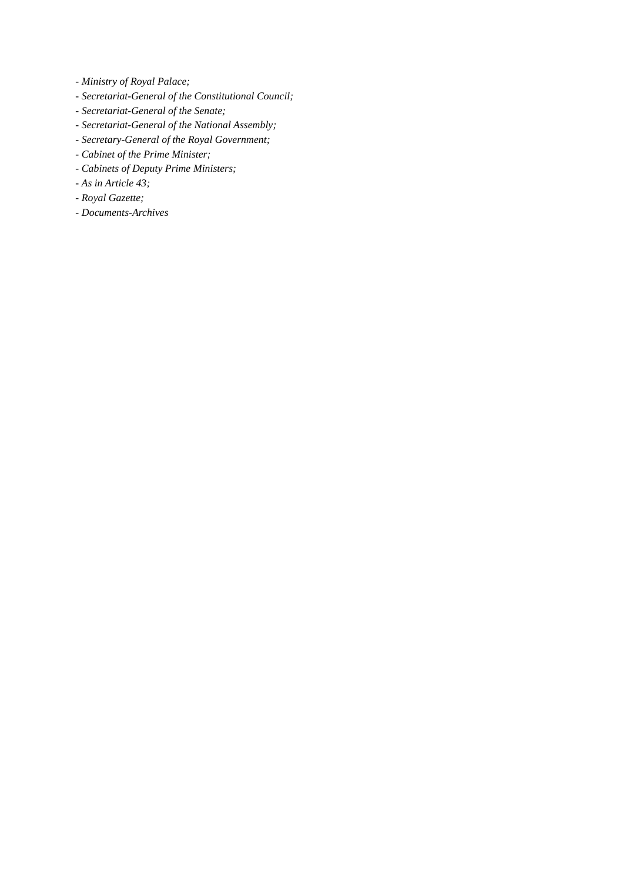- *Ministry of Royal Palace;*
- *Secretariat-General of the Constitutional Council;*
- *Secretariat-General of the Senate;*
- *Secretariat-General of the National Assembly;*
- *Secretary-General of the Royal Government;*
- *Cabinet of the Prime Minister;*
- *Cabinets of Deputy Prime Ministers;*
- *As in Article 43;*
- *Royal Gazette;*
- *Documents-Archives*